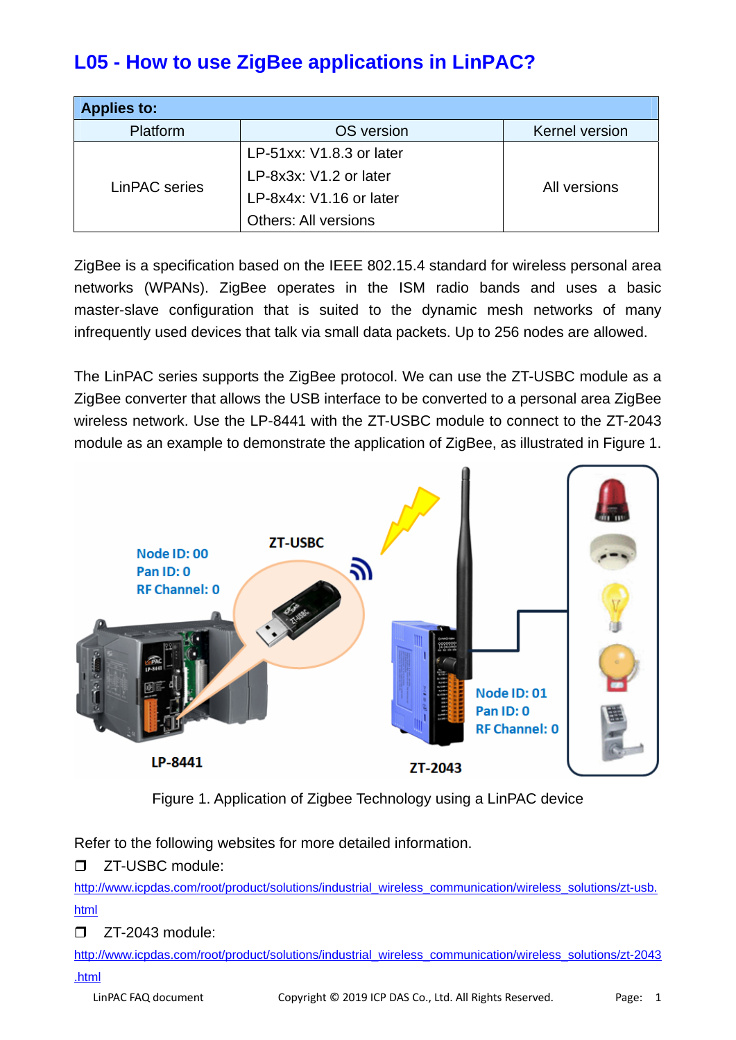# L05 - How to use ZigBee applications in LinPAC?

| Applies to: | | |
|---|---|---|
| Platform | OS version | Kernel version |
| LinPAC series | LP-51xx: V1.8.3 or later<br>LP-8x3x: V1.2 or later<br>LP-8x4x: V1.16 or later<br>Others: All versions | All versions |

ZigBee is a specification based on the IEEE 802.15.4 standard for wireless personal area networks (WPANs). ZigBee operates in the ISM radio bands and uses a basic master-slave configuration that is suited to the dynamic mesh networks of many infrequently used devices that talk via small data packets. Up to 256 nodes are allowed.

The LinPAC series supports the ZigBee protocol. We can use the ZT-USBC module as a ZigBee converter that allows the USB interface to be converted to a personal area ZigBee wireless network. Use the LP-8441 with the ZT-USBC module to connect to the ZT-2043 module as an example to demonstrate the application of ZigBee, as illustrated in Figure 1.

Figure 1. Application of Zigbee Technology using a LinPAC device

Refer to the following websites for more detailed information.

- ZT-USBC module:
  http://www.icpdas.com/root/product/solutions/industrial_wireless_communication/wireless_solutions/zt-usb.html
- ZT-2043 module:
  http://www.icpdas.com/root/product/solutions/industrial_wireless_communication/wireless_solutions/zt-2043.html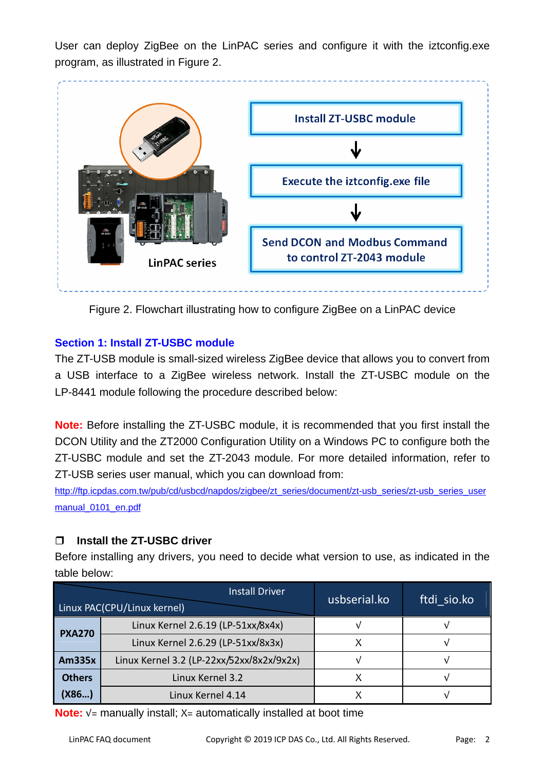User can deploy ZigBee on the LinPAC series and configure it with the iztconfig.exe program, as illustrated in Figure 2.

Figure 2. Flowchart illustrating how to configure ZigBee on a LinPAC device

## Section 1: Install ZT-USBC module

The ZT-USB module is small-sized wireless ZigBee device that allows you to convert from a USB interface to a ZigBee wireless network. Install the ZT-USBC module on the LP-8441 module following the procedure described below:

**Note:** Before installing the ZT-USBC module, it is recommended that you first install the DCON Utility and the ZT2000 Configuration Utility on a Windows PC to configure both the ZT-USBC module and set the ZT-2043 module. For more detailed information, refer to ZT-USB series user manual, which you can download from:

http://ftp.icpdas.com.tw/pub/cd/usbcd/napdos/zigbee/zt_series/document/zt-usb_series/zt-usb_series_user manual_0101_en.pdf

### ❒ Install the ZT-USBC driver

Before installing any drivers, you need to decide what version to use, as indicated in the table below:

| Linux PAC(CPU/Linux kernel) \ Install Driver | | usbserial.ko | ftdi_sio.ko |
|---|---|---|---|
| **PXA270** | Linux Kernel 2.6.19 (LP-51xx/8x4x) | √ | √ |
| | Linux Kernel 2.6.29 (LP-51xx/8x3x) | X | √ |
| **Am335x** | Linux Kernel 3.2 (LP-22xx/52xx/8x2x/9x2x) | √ | √ |
| **Others (X86...)** | Linux Kernel 3.2 | X | √ |
| | Linux Kernel 4.14 | X | √ |

**Note:** √= manually install; X= automatically installed at boot time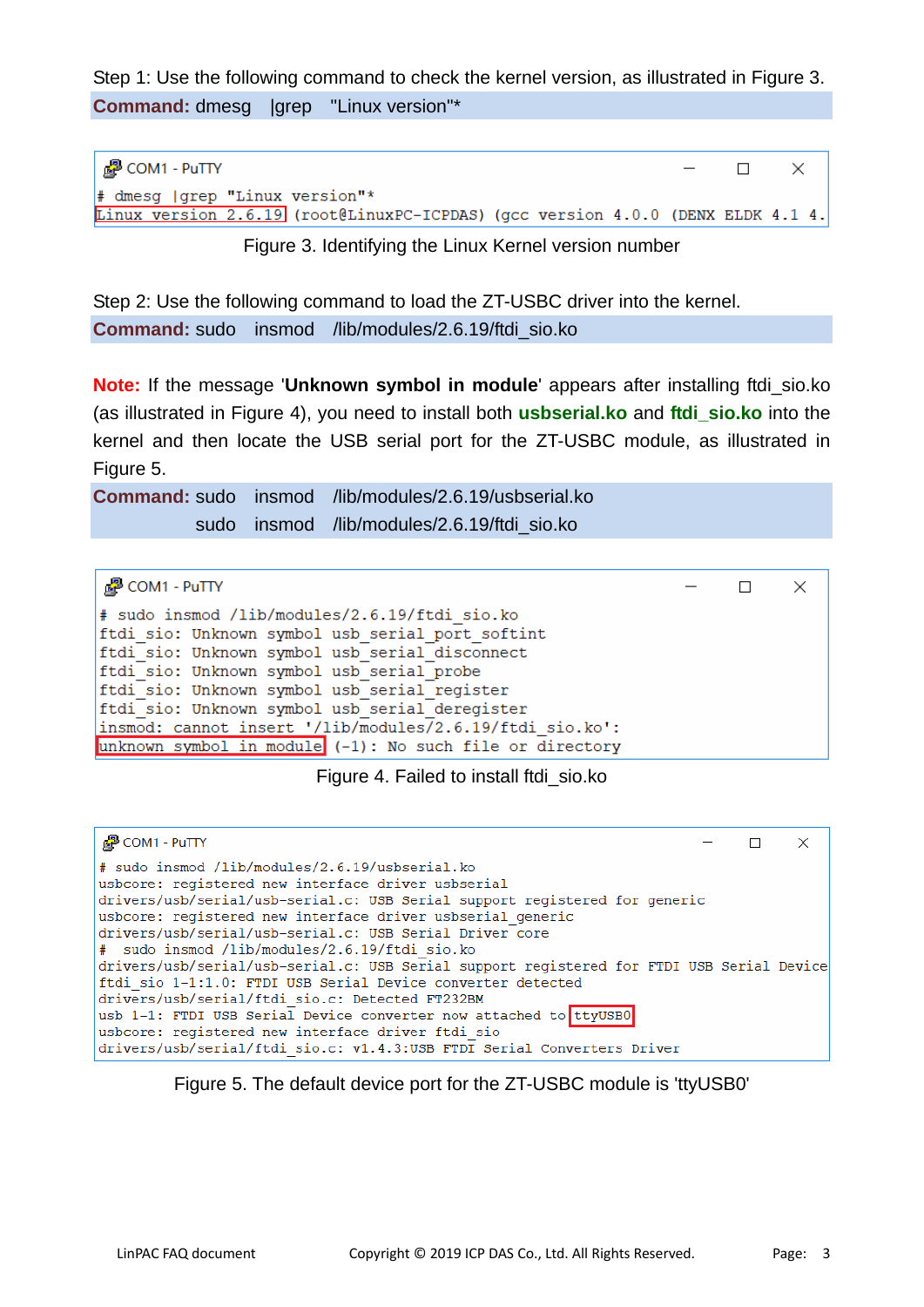Step 1: Use the following command to check the kernel version, as illustrated in Figure 3.

**Command:** dmesg |grep "Linux version"*

```
COM1 - PuTTY
# dmesg |grep "Linux version"*
Linux version 2.6.19 (root@LinuxPC-ICPDAS) (gcc version 4.0.0 (DENX ELDK 4.1 4.
```

Figure 3. Identifying the Linux Kernel version number

Step 2: Use the following command to load the ZT-USBC driver into the kernel.

**Command:** sudo insmod /lib/modules/2.6.19/ftdi_sio.ko

**Note:** If the message '**Unknown symbol in module**' appears after installing ftdi_sio.ko (as illustrated in Figure 4), you need to install both **usbserial.ko** and **ftdi_sio.ko** into the kernel and then locate the USB serial port for the ZT-USBC module, as illustrated in Figure 5.

**Command:** sudo insmod /lib/modules/2.6.19/usbserial.ko
sudo insmod /lib/modules/2.6.19/ftdi_sio.ko

```
COM1 - PuTTY
# sudo insmod /lib/modules/2.6.19/ftdi_sio.ko
ftdi_sio: Unknown symbol usb_serial_port_softint
ftdi_sio: Unknown symbol usb_serial_disconnect
ftdi_sio: Unknown symbol usb_serial_probe
ftdi_sio: Unknown symbol usb_serial_register
ftdi_sio: Unknown symbol usb_serial_deregister
insmod: cannot insert '/lib/modules/2.6.19/ftdi_sio.ko':
unknown symbol in module (-1): No such file or directory
```

Figure 4. Failed to install ftdi_sio.ko

```
COM1 - PuTTY
# sudo insmod /lib/modules/2.6.19/usbserial.ko
usbcore: registered new interface driver usbserial
drivers/usb/serial/usb-serial.c: USB Serial support registered for generic
usbcore: registered new interface driver usbserial_generic
drivers/usb/serial/usb-serial.c: USB Serial Driver core
#  sudo insmod /lib/modules/2.6.19/ftdi_sio.ko
drivers/usb/serial/usb-serial.c: USB Serial support registered for FTDI USB Serial Device
ftdi_sio 1-1:1.0: FTDI USB Serial Device converter detected
drivers/usb/serial/ftdi_sio.c: Detected FT232BM
usb 1-1: FTDI USB Serial Device converter now attached to ttyUSB0
usbcore: registered new interface driver ftdi_sio
drivers/usb/serial/ftdi_sio.c: v1.4.3:USB FTDI Serial Converters Driver
```

Figure 5. The default device port for the ZT-USBC module is 'ttyUSB0'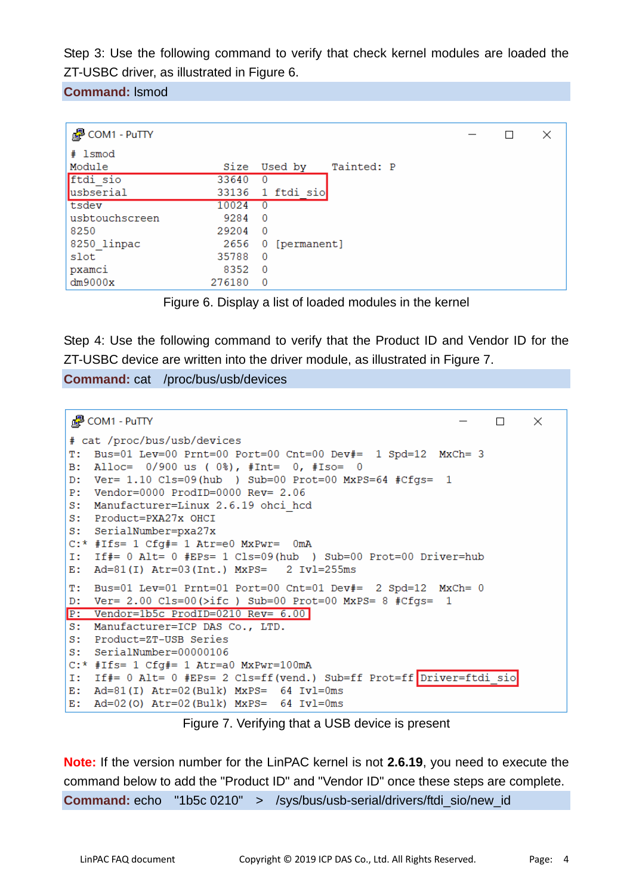Step 3: Use the following command to verify that check kernel modules are loaded the ZT-USBC driver, as illustrated in Figure 6.

**Command:** lsmod

```
COM1 - PuTTY
# lsmod
Module                  Size  Used by    Tainted: P
ftdi_sio               33640  0
usbserial              33136  1 ftdi_sio
tsdev                  10024  0
usbtouchscreen          9284  0
8250                   29204  0
8250_linpac             2656  0 [permanent]
slot                   35788  0
pxamci                  8352  0
dm9000x               276180  0
```

Figure 6. Display a list of loaded modules in the kernel

Step 4: Use the following command to verify that the Product ID and Vendor ID for the ZT-USBC device are written into the driver module, as illustrated in Figure 7.

**Command:** cat /proc/bus/usb/devices

```
COM1 - PuTTY
# cat /proc/bus/usb/devices
T:  Bus=01 Lev=00 Prnt=00 Port=00 Cnt=00 Dev#=  1 Spd=12  MxCh= 3
B:  Alloc=  0/900 us ( 0%), #Int=  0, #Iso=  0
D:  Ver= 1.10 Cls=09(hub  ) Sub=00 Prot=00 MxPS=64 #Cfgs=  1
P:  Vendor=0000 ProdID=0000 Rev= 2.06
S:  Manufacturer=Linux 2.6.19 ohci_hcd
S:  Product=PXA27x OHCI
S:  SerialNumber=pxa27x
C:* #Ifs= 1 Cfg#= 1 Atr=e0 MxPwr=  0mA
I:  If#= 0 Alt= 0 #EPs= 1 Cls=09(hub  ) Sub=00 Prot=00 Driver=hub
E:  Ad=81(I) Atr=03(Int.) MxPS=   2 Ivl=255ms

T:  Bus=01 Lev=01 Prnt=01 Port=00 Cnt=01 Dev#=  2 Spd=12  MxCh= 0
D:  Ver= 2.00 Cls=00(>ifc ) Sub=00 Prot=00 MxPS= 8 #Cfgs=  1
P:  Vendor=1b5c ProdID=0210 Rev= 6.00
S:  Manufacturer=ICP DAS Co., LTD.
S:  Product=ZT-USB Series
S:  SerialNumber=00000106
C:* #Ifs= 1 Cfg#= 1 Atr=a0 MxPwr=100mA
I:  If#= 0 Alt= 0 #EPs= 2 Cls=ff(vend.) Sub=ff Prot=ff Driver=ftdi_sio
E:  Ad=81(I) Atr=02(Bulk) MxPS=  64 Ivl=0ms
E:  Ad=02(O) Atr=02(Bulk) MxPS=  64 Ivl=0ms
```

Figure 7. Verifying that a USB device is present

**Note:** If the version number for the LinPAC kernel is not **2.6.19**, you need to execute the command below to add the "Product ID" and "Vendor ID" once these steps are complete.

**Command:** echo "1b5c 0210" > /sys/bus/usb-serial/drivers/ftdi_sio/new_id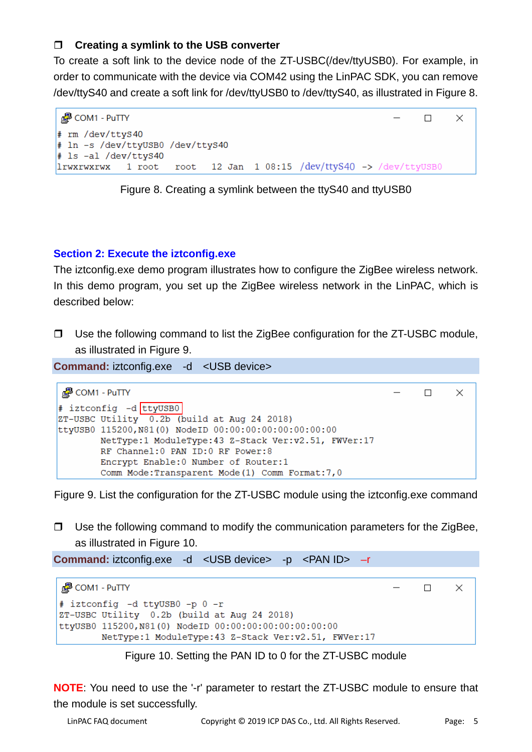- **Creating a symlink to the USB converter**

To create a soft link to the device node of the ZT-USBC(/dev/ttyUSB0). For example, in order to communicate with the device via COM42 using the LinPAC SDK, you can remove /dev/ttyS40 and create a soft link for /dev/ttyUSB0 to /dev/ttyS40, as illustrated in Figure 8.

```
COM1 - PuTTY
# rm /dev/ttyS40
# ln -s /dev/ttyUSB0 /dev/ttyS40
# ls -al /dev/ttyS40
lrwxrwxrwx    1 root     root     12 Jan  1 08:15 /dev/ttyS40 -> /dev/ttyUSB0
```

Figure 8. Creating a symlink between the ttyS40 and ttyUSB0

## Section 2: Execute the iztconfig.exe

The iztconfig.exe demo program illustrates how to configure the ZigBee wireless network. In this demo program, you set up the ZigBee wireless network in the LinPAC, which is described below:

- Use the following command to list the ZigBee configuration for the ZT-USBC module, as illustrated in Figure 9.

**Command:** iztconfig.exe -d <USB device>

```
COM1 - PuTTY
# iztconfig -d ttyUSB0
ZT-USBC Utility  0.2b (build at Aug 24 2018)
ttyUSB0 115200,N81(0) NodeID 00:00:00:00:00:00:00:00
        NetType:1 ModuleType:43 Z-Stack Ver:v2.51, FWVer:17
        RF Channel:0 PAN ID:0 RF Power:8
        Encrypt Enable:0 Number of Router:1
        Comm Mode:Transparent Mode(1) Comm Format:7,0
```

Figure 9. List the configuration for the ZT-USBC module using the iztconfig.exe command

- Use the following command to modify the communication parameters for the ZigBee, as illustrated in Figure 10.

**Command:** iztconfig.exe -d <USB device> -p <PAN ID> –r

```
COM1 - PuTTY
# iztconfig -d ttyUSB0 -p 0 -r
ZT-USBC Utility  0.2b (build at Aug 24 2018)
ttyUSB0 115200,N81(0) NodeID 00:00:00:00:00:00:00:00
        NetType:1 ModuleType:43 Z-Stack Ver:v2.51, FWVer:17
```

Figure 10. Setting the PAN ID to 0 for the ZT-USBC module

**NOTE**: You need to use the '-r' parameter to restart the ZT-USBC module to ensure that the module is set successfully.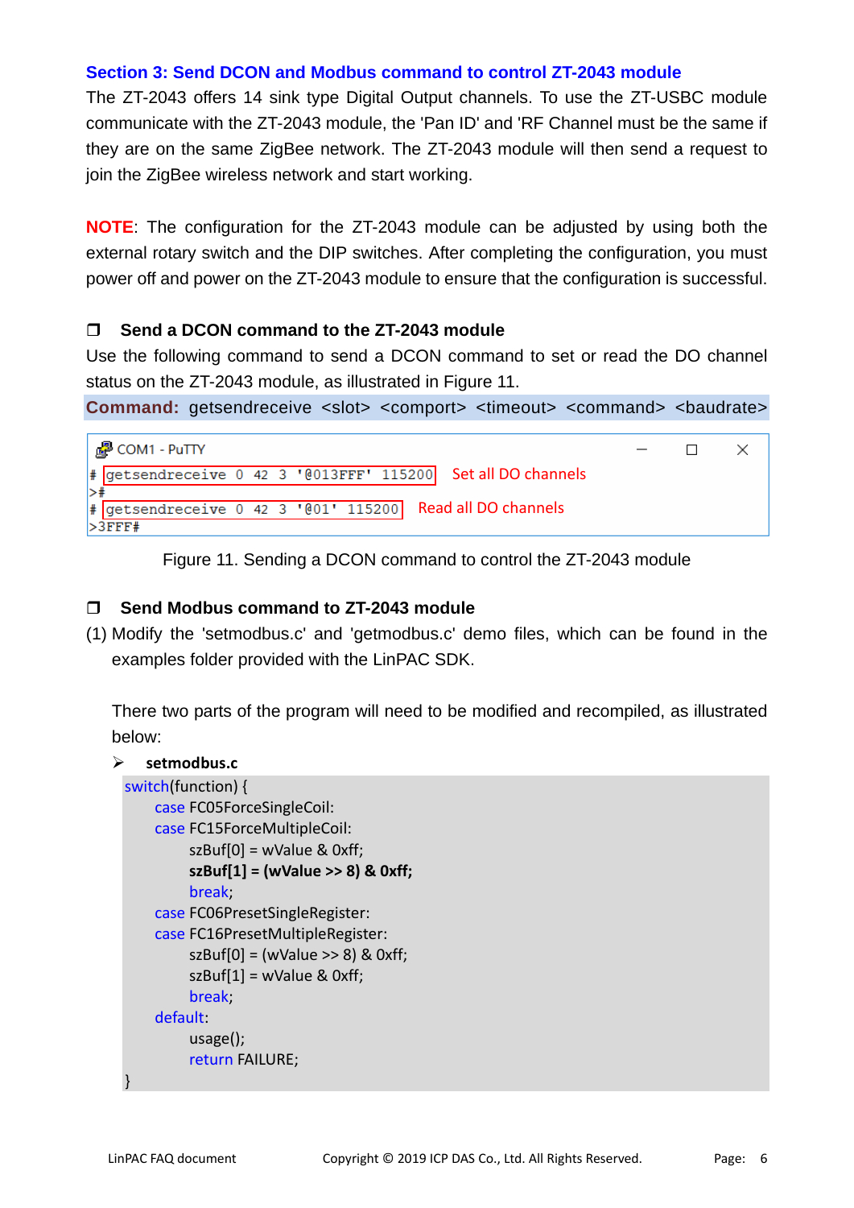## Section 3: Send DCON and Modbus command to control ZT-2043 module

The ZT-2043 offers 14 sink type Digital Output channels. To use the ZT-USBC module communicate with the ZT-2043 module, the 'Pan ID' and 'RF Channel must be the same if they are on the same ZigBee network. The ZT-2043 module will then send a request to join the ZigBee wireless network and start working.

**NOTE**: The configuration for the ZT-2043 module can be adjusted by using both the external rotary switch and the DIP switches. After completing the configuration, you must power off and power on the ZT-2043 module to ensure that the configuration is successful.

### ❐ Send a DCON command to the ZT-2043 module

Use the following command to send a DCON command to set or read the DO channel status on the ZT-2043 module, as illustrated in Figure 11.

**Command:** getsendreceive <slot> <comport> <timeout> <command> <baudrate>

```
COM1 - PuTTY
# getsendreceive 0 42 3 '@013FFF' 115200     Set all DO channels
>#
# getsendreceive 0 42 3 '@01' 115200     Read all DO channels
>3FFF#
```

Figure 11. Sending a DCON command to control the ZT-2043 module

### ❐ Send Modbus command to ZT-2043 module

(1) Modify the 'setmodbus.c' and 'getmodbus.c' demo files, which can be found in the examples folder provided with the LinPAC SDK.

There two parts of the program will need to be modified and recompiled, as illustrated below:

➢ **setmodbus.c**

```
switch(function) {
    case FC05ForceSingleCoil:
    case FC15ForceMultipleCoil:
        szBuf[0] = wValue & 0xff;
        szBuf[1] = (wValue >> 8) & 0xff;
        break;
    case FC06PresetSingleRegister:
    case FC16PresetMultipleRegister:
        szBuf[0] = (wValue >> 8) & 0xff;
        szBuf[1] = wValue & 0xff;
        break;
    default:
        usage();
        return FAILURE;
}
```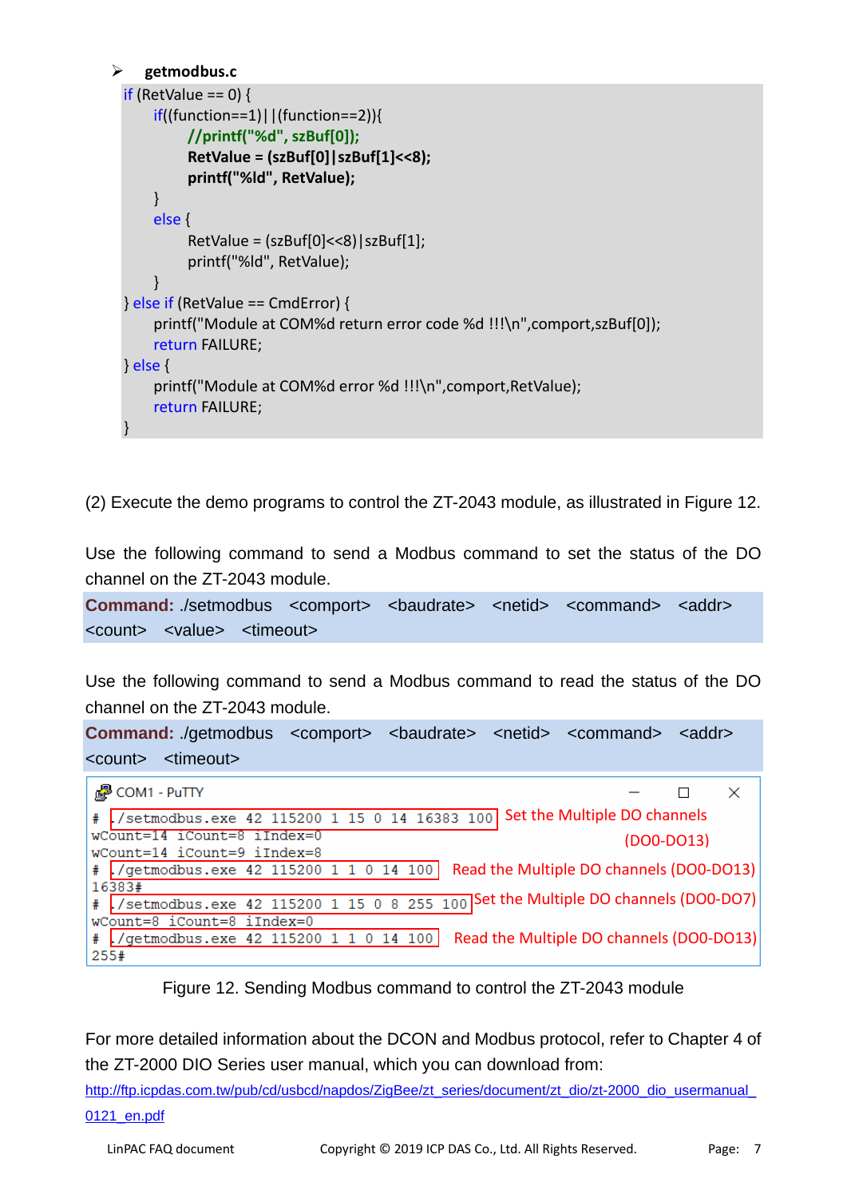- **getmodbus.c**

```c
if (RetValue == 0) {
    if((function==1)||(function==2)){
        //printf("%d", szBuf[0]);
        RetValue = (szBuf[0]|szBuf[1]<<8);
        printf("%ld", RetValue);
    }
    else {
        RetValue = (szBuf[0]<<8)|szBuf[1];
        printf("%ld", RetValue);
    }
} else if (RetValue == CmdError) {
    printf("Module at COM%d return error code %d !!!\n",comport,szBuf[0]);
    return FAILURE;
} else {
    printf("Module at COM%d error %d !!!\n",comport,RetValue);
    return FAILURE;
}
```

(2) Execute the demo programs to control the ZT-2043 module, as illustrated in Figure 12.

Use the following command to send a Modbus command to set the status of the DO channel on the ZT-2043 module.

**Command:** ./setmodbus <comport> <baudrate> <netid> <command> <addr> <count> <value> <timeout>

Use the following command to send a Modbus command to read the status of the DO channel on the ZT-2043 module.

**Command:** ./getmodbus <comport> <baudrate> <netid> <command> <addr> <count> <timeout>

```
COM1 - PuTTY
# ./setmodbus.exe 42 115200 1 15 0 14 16383 100    Set the Multiple DO channels (DO0-DO13)
wCount=14 iCount=8 iIndex=0
wCount=14 iCount=9 iIndex=8
# ./getmodbus.exe 42 115200 1 1 0 14 100           Read the Multiple DO channels (DO0-DO13)
16383#
# ./setmodbus.exe 42 115200 1 15 0 8 255 100       Set the Multiple DO channels (DO0-DO7)
wCount=8 iCount=8 iIndex=0
# ./getmodbus.exe 42 115200 1 1 0 14 100           Read the Multiple DO channels (DO0-DO13)
255#
```

Figure 12. Sending Modbus command to control the ZT-2043 module

For more detailed information about the DCON and Modbus protocol, refer to Chapter 4 of the ZT-2000 DIO Series user manual, which you can download from:
http://ftp.icpdas.com.tw/pub/cd/usbcd/napdos/ZigBee/zt_series/document/zt_dio/zt-2000_dio_usermanual_0121_en.pdf